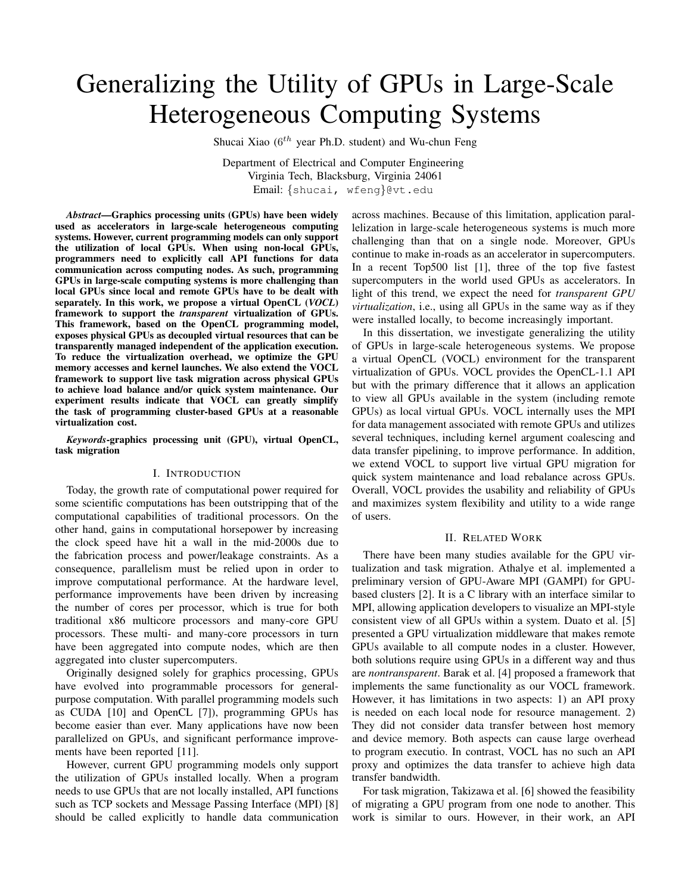# Generalizing the Utility of GPUs in Large-Scale Heterogeneous Computing Systems

Shucai Xiao ($6^{th}$ year Ph.D. student) and Wu-chun Feng

Department of Electrical and Computer Engineering
Virginia Tech, Blacksburg, Virginia 24061
Email: {shucai, wfeng}@vt.edu

***Abstract*—Graphics processing units (GPUs) have been widely used as accelerators in large-scale heterogeneous computing systems. However, current programming models can only support the utilization of local GPUs. When using non-local GPUs, programmers need to explicitly call API functions for data communication across computing nodes. As such, programming GPUs in large-scale computing systems is more challenging than local GPUs since local and remote GPUs have to be dealt with separately. In this work, we propose a virtual OpenCL (*VOCL*) framework to support the *transparent* virtualization of GPUs. This framework, based on the OpenCL programming model, exposes physical GPUs as decoupled virtual resources that can be transparently managed independent of the application execution. To reduce the virtualization overhead, we optimize the GPU memory accesses and kernel launches. We also extend the VOCL framework to support live task migration across physical GPUs to achieve load balance and/or quick system maintenance. Our experiment results indicate that VOCL can greatly simplify the task of programming cluster-based GPUs at a reasonable virtualization cost.**

***Keywords*-graphics processing unit (GPU), virtual OpenCL, task migration**

## I. Introduction

Today, the growth rate of computational power required for some scientific computations has been outstripping that of the computational capabilities of traditional processors. On the other hand, gains in computational horsepower by increasing the clock speed have hit a wall in the mid-2000s due to the fabrication process and power/leakage constraints. As a consequence, parallelism must be relied upon in order to improve computational performance. At the hardware level, performance improvements have been driven by increasing the number of cores per processor, which is true for both traditional x86 multicore processors and many-core GPU processors. These multi- and many-core processors in turn have been aggregated into compute nodes, which are then aggregated into cluster supercomputers.

Originally designed solely for graphics processing, GPUs have evolved into programmable processors for general-purpose computation. With parallel programming models such as CUDA [10] and OpenCL [7]), programming GPUs has become easier than ever. Many applications have now been parallelized on GPUs, and significant performance improvements have been reported [11].

However, current GPU programming models only support the utilization of GPUs installed locally. When a program needs to use GPUs that are not locally installed, API functions such as TCP sockets and Message Passing Interface (MPI) [8] should be called explicitly to handle data communication across machines. Because of this limitation, application parallelization in large-scale heterogeneous systems is much more challenging than that on a single node. Moreover, GPUs continue to make in-roads as an accelerator in supercomputers. In a recent Top500 list [1], three of the top five fastest supercomputers in the world used GPUs as accelerators. In light of this trend, we expect the need for *transparent GPU virtualization*, i.e., using all GPUs in the same way as if they were installed locally, to become increasingly important.

In this dissertation, we investigate generalizing the utility of GPUs in large-scale heterogeneous systems. We propose a virtual OpenCL (VOCL) environment for the transparent virtualization of GPUs. VOCL provides the OpenCL-1.1 API but with the primary difference that it allows an application to view all GPUs available in the system (including remote GPUs) as local virtual GPUs. VOCL internally uses the MPI for data management associated with remote GPUs and utilizes several techniques, including kernel argument coalescing and data transfer pipelining, to improve performance. In addition, we extend VOCL to support live virtual GPU migration for quick system maintenance and load rebalance across GPUs. Overall, VOCL provides the usability and reliability of GPUs and maximizes system flexibility and utility to a wide range of users.

## II. Related Work

There have been many studies available for the GPU virtualization and task migration. Athalye et al. implemented a preliminary version of GPU-Aware MPI (GAMPI) for GPU-based clusters [2]. It is a C library with an interface similar to MPI, allowing application developers to visualize an MPI-style consistent view of all GPUs within a system. Duato et al. [5] presented a GPU virtualization middleware that makes remote GPUs available to all compute nodes in a cluster. However, both solutions require using GPUs in a different way and thus are *nontransparent*. Barak et al. [4] proposed a framework that implements the same functionality as our VOCL framework. However, it has limitations in two aspects: 1) an API proxy is needed on each local node for resource management. 2) They did not consider data transfer between host memory and device memory. Both aspects can cause large overhead to program executio. In contrast, VOCL has no such an API proxy and optimizes the data transfer to achieve high data transfer bandwidth.

For task migration, Takizawa et al. [6] showed the feasibility of migrating a GPU program from one node to another. This work is similar to ours. However, in their work, an API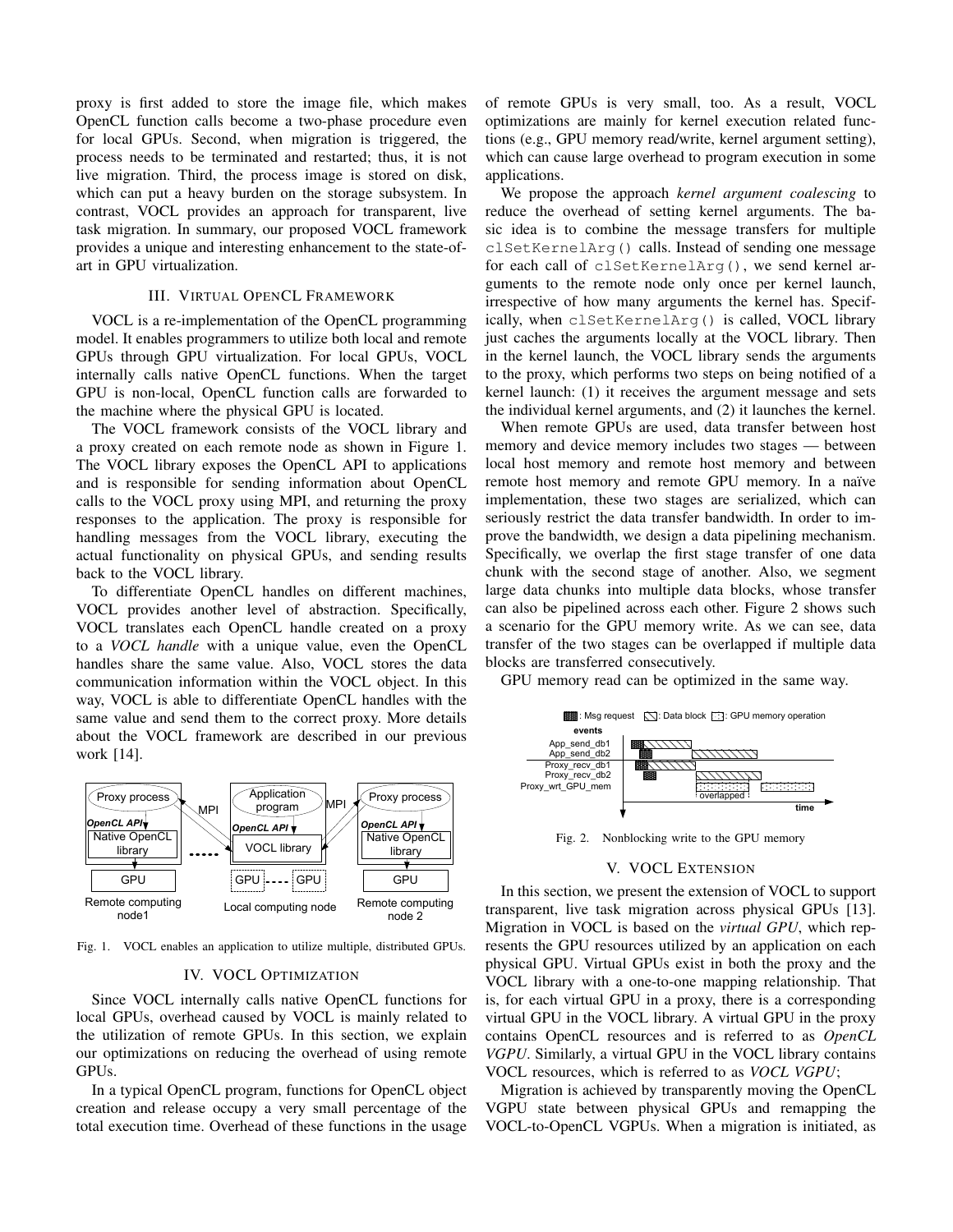proxy is first added to store the image file, which makes OpenCL function calls become a two-phase procedure even for local GPUs. Second, when migration is triggered, the process needs to be terminated and restarted; thus, it is not live migration. Third, the process image is stored on disk, which can put a heavy burden on the storage subsystem. In contrast, VOCL provides an approach for transparent, live task migration. In summary, our proposed VOCL framework provides a unique and interesting enhancement to the state-of-art in GPU virtualization.

## III. Virtual OpenCL Framework

VOCL is a re-implementation of the OpenCL programming model. It enables programmers to utilize both local and remote GPUs through GPU virtualization. For local GPUs, VOCL internally calls native OpenCL functions. When the target GPU is non-local, OpenCL function calls are forwarded to the machine where the physical GPU is located.

The VOCL framework consists of the VOCL library and a proxy created on each remote node as shown in Figure 1. The VOCL library exposes the OpenCL API to applications and is responsible for sending information about OpenCL calls to the VOCL proxy using MPI, and returning the proxy responses to the application. The proxy is responsible for handling messages from the VOCL library, executing the actual functionality on physical GPUs, and sending results back to the VOCL library.

To differentiate OpenCL handles on different machines, VOCL provides another level of abstraction. Specifically, VOCL translates each OpenCL handle created on a proxy to a *VOCL handle* with a unique value, even the OpenCL handles share the same value. Also, VOCL stores the data communication information within the VOCL object. In this way, VOCL is able to differentiate OpenCL handles with the same value and send them to the correct proxy. More details about the VOCL framework are described in our previous work [14].

Fig. 1. VOCL enables an application to utilize multiple, distributed GPUs.

## IV. VOCL Optimization

Since VOCL internally calls native OpenCL functions for local GPUs, overhead caused by VOCL is mainly related to the utilization of remote GPUs. In this section, we explain our optimizations on reducing the overhead of using remote GPUs.

In a typical OpenCL program, functions for OpenCL object creation and release occupy a very small percentage of the total execution time. Overhead of these functions in the usage of remote GPUs is very small, too. As a result, VOCL optimizations are mainly for kernel execution related functions (e.g., GPU memory read/write, kernel argument setting), which can cause large overhead to program execution in some applications.

We propose the approach *kernel argument coalescing* to reduce the overhead of setting kernel arguments. The basic idea is to combine the message transfers for multiple `clSetKernelArg()` calls. Instead of sending one message for each call of `clSetKernelArg()`, we send kernel arguments to the remote node only once per kernel launch, irrespective of how many arguments the kernel has. Specifically, when `clSetKernelArg()` is called, VOCL library just caches the arguments locally at the VOCL library. Then in the kernel launch, the VOCL library sends the arguments to the proxy, which performs two steps on being notified of a kernel launch: (1) it receives the argument message and sets the individual kernel arguments, and (2) it launches the kernel.

When remote GPUs are used, data transfer between host memory and device memory includes two stages — between local host memory and remote host memory and between remote host memory and remote GPU memory. In a naïve implementation, these two stages are serialized, which can seriously restrict the data transfer bandwidth. In order to improve the bandwidth, we design a data pipelining mechanism. Specifically, we overlap the first stage transfer of one data chunk with the second stage of another. Also, we segment large data chunks into multiple data blocks, whose transfer can also be pipelined across each other. Figure 2 shows such a scenario for the GPU memory write. As we can see, data transfer of the two stages can be overlapped if multiple data blocks are transferred consecutively.

GPU memory read can be optimized in the same way.

Fig. 2. Nonblocking write to the GPU memory

## V. VOCL Extension

In this section, we present the extension of VOCL to support transparent, live task migration across physical GPUs [13]. Migration in VOCL is based on the *virtual GPU*, which represents the GPU resources utilized by an application on each physical GPU. Virtual GPUs exist in both the proxy and the VOCL library with a one-to-one mapping relationship. That is, for each virtual GPU in a proxy, there is a corresponding virtual GPU in the VOCL library. A virtual GPU in the proxy contains OpenCL resources and is referred to as *OpenCL VGPU*. Similarly, a virtual GPU in the VOCL library contains VOCL resources, which is referred to as *VOCL VGPU*;

Migration is achieved by transparently moving the OpenCL VGPU state between physical GPUs and remapping the VOCL-to-OpenCL VGPUs. When a migration is initiated, as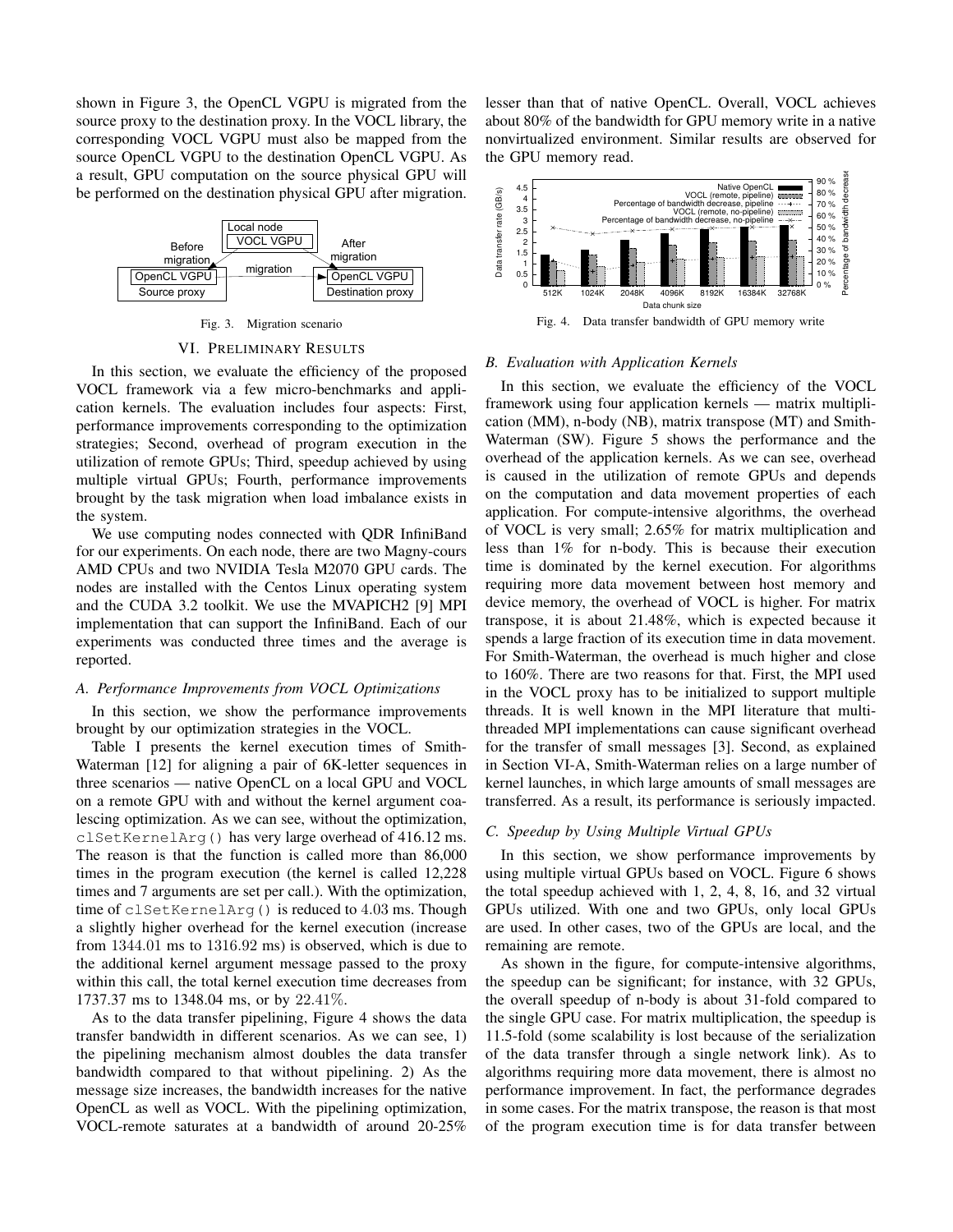shown in Figure 3, the OpenCL VGPU is migrated from the source proxy to the destination proxy. In the VOCL library, the corresponding VOCL VGPU must also be mapped from the source OpenCL VGPU to the destination OpenCL VGPU. As a result, GPU computation on the source physical GPU will be performed on the destination physical GPU after migration.

Fig. 3. Migration scenario

## VI. Preliminary Results

In this section, we evaluate the efficiency of the proposed VOCL framework via a few micro-benchmarks and application kernels. The evaluation includes four aspects: First, performance improvements corresponding to the optimization strategies; Second, overhead of program execution in the utilization of remote GPUs; Third, speedup achieved by using multiple virtual GPUs; Fourth, performance improvements brought by the task migration when load imbalance exists in the system.

We use computing nodes connected with QDR InfiniBand for our experiments. On each node, there are two Magny-cours AMD CPUs and two NVIDIA Tesla M2070 GPU cards. The nodes are installed with the Centos Linux operating system and the CUDA 3.2 toolkit. We use the MVAPICH2 [9] MPI implementation that can support the InfiniBand. Each of our experiments was conducted three times and the average is reported.

### A. Performance Improvements from VOCL Optimizations

In this section, we show the performance improvements brought by our optimization strategies in the VOCL.

Table I presents the kernel execution times of Smith-Waterman [12] for aligning a pair of 6K-letter sequences in three scenarios — native OpenCL on a local GPU and VOCL on a remote GPU with and without the kernel argument coalescing optimization. As we can see, without the optimization, `clSetKernelArg()` has very large overhead of 416.12 ms. The reason is that the function is called more than 86,000 times in the program execution (the kernel is called 12,228 times and 7 arguments are set per call.). With the optimization, time of `clSetKernelArg()` is reduced to 4.03 ms. Though a slightly higher overhead for the kernel execution (increase from 1344.01 ms to 1316.92 ms) is observed, which is due to the additional kernel argument message passed to the proxy within this call, the total kernel execution time decreases from 1737.37 ms to 1348.04 ms, or by 22.41%.

As to the data transfer pipelining, Figure 4 shows the data transfer bandwidth in different scenarios. As we can see, 1) the pipelining mechanism almost doubles the data transfer bandwidth compared to that without pipelining. 2) As the message size increases, the bandwidth increases for the native OpenCL as well as VOCL. With the pipelining optimization, VOCL-remote saturates at a bandwidth of around 20-25% lesser than that of native OpenCL. Overall, VOCL achieves about 80% of the bandwidth for GPU memory write in a native nonvirtualized environment. Similar results are observed for the GPU memory read.

Fig. 4. Data transfer bandwidth of GPU memory write

### B. Evaluation with Application Kernels

In this section, we evaluate the efficiency of the VOCL framework using four application kernels — matrix multiplication (MM), n-body (NB), matrix transpose (MT) and Smith-Waterman (SW). Figure 5 shows the performance and the overhead of the application kernels. As we can see, overhead is caused in the utilization of remote GPUs and depends on the computation and data movement properties of each application. For compute-intensive algorithms, the overhead of VOCL is very small; 2.65% for matrix multiplication and less than 1% for n-body. This is because their execution time is dominated by the kernel execution. For algorithms requiring more data movement between host memory and device memory, the overhead of VOCL is higher. For matrix transpose, it is about 21.48%, which is expected because it spends a large fraction of its execution time in data movement. For Smith-Waterman, the overhead is much higher and close to 160%. There are two reasons for that. First, the MPI used in the VOCL proxy has to be initialized to support multiple threads. It is well known in the MPI literature that multi-threaded MPI implementations can cause significant overhead for the transfer of small messages [3]. Second, as explained in Section VI-A, Smith-Waterman relies on a large number of kernel launches, in which large amounts of small messages are transferred. As a result, its performance is seriously impacted.

### C. Speedup by Using Multiple Virtual GPUs

In this section, we show performance improvements by using multiple virtual GPUs based on VOCL. Figure 6 shows the total speedup achieved with 1, 2, 4, 8, 16, and 32 virtual GPUs utilized. With one and two GPUs, only local GPUs are used. In other cases, two of the GPUs are local, and the remaining are remote.

As shown in the figure, for compute-intensive algorithms, the speedup can be significant; for instance, with 32 GPUs, the overall speedup of n-body is about 31-fold compared to the single GPU case. For matrix multiplication, the speedup is 11.5-fold (some scalability is lost because of the serialization of the data transfer through a single network link). As to algorithms requiring more data movement, there is almost no performance improvement. In fact, the performance degrades in some cases. For the matrix transpose, the reason is that most of the program execution time is for data transfer between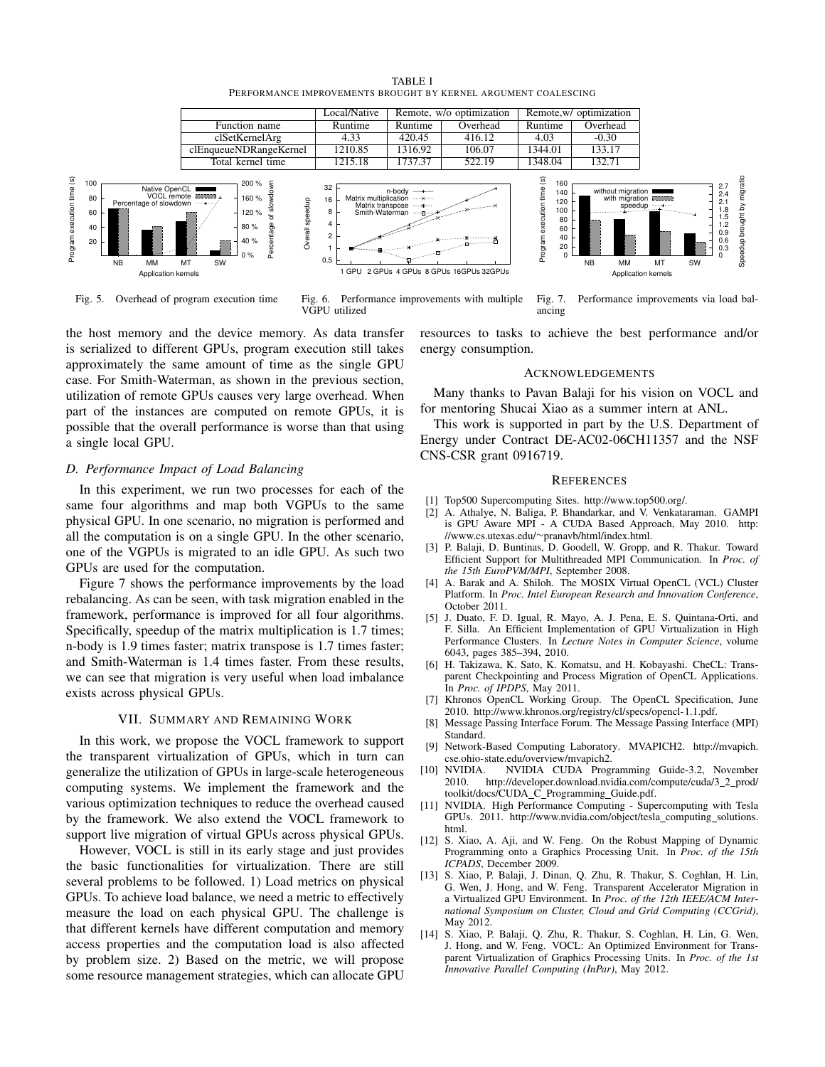TABLE I
PERFORMANCE IMPROVEMENTS BROUGHT BY KERNEL ARGUMENT COALESCING

| | Local/Native | Remote, w/o optimization | | Remote,w/ optimization | |
|---|---|---|---|---|---|
| Function name | Runtime | Runtime | Overhead | Runtime | Overhead |
| clSetKernelArg | 4.33 | 420.45 | 416.12 | 4.03 | -0.30 |
| clEnqueueNDRangeKernel | 1210.85 | 1316.92 | 106.07 | 1344.01 | 133.17 |
| Total kernel time | 1215.18 | 1737.37 | 522.19 | 1348.04 | 132.71 |

Program execution time (s)
100
80
60
40
20
Native OpenCL
VOCL remote
Percentage of slowdown
200 %
160 %
120 %
80 %
40 %
0 %
Percentage of slowdown
NB MM MT SW
Application kernels

Fig. 5. Overhead of program execution time

Overall speedup
32
16
8
4
2
1
0.5
n-body
Matrix multiplication
Matrix transpose
Smith-Waterman
1 GPU 2 GPUs 4 GPUs 8 GPUs 16GPUs 32GPUs

Fig. 6. Performance improvements with multiple VGPU utilized

Program execution time (s)
160
140
120
100
80
60
40
20
0
without migration
with migration
speedup
2.7
2.4
2.1
1.8
1.5
1.2
0.9
0.6
0.3
0
Speedup brought by migratio
NB MM MT SW
Application kernels

Fig. 7. Performance improvements via load balancing

the host memory and the device memory. As data transfer is serialized to different GPUs, program execution still takes approximately the same amount of time as the single GPU case. For Smith-Waterman, as shown in the previous section, utilization of remote GPUs causes very large overhead. When part of the instances are computed on remote GPUs, it is possible that the overall performance is worse than that using a single local GPU.

### D. Performance Impact of Load Balancing

In this experiment, we run two processes for each of the same four algorithms and map both VGPUs to the same physical GPU. In one scenario, no migration is performed and all the computation is on a single GPU. In the other scenario, one of the VGPUs is migrated to an idle GPU. As such two GPUs are used for the computation.

Figure 7 shows the performance improvements by the load rebalancing. As can be seen, with task migration enabled in the framework, performance is improved for all four algorithms. Specifically, speedup of the matrix multiplication is 1.7 times; n-body is 1.9 times faster; matrix transpose is 1.7 times faster; and Smith-Waterman is 1.4 times faster. From these results, we can see that migration is very useful when load imbalance exists across physical GPUs.

## VII. SUMMARY AND REMAINING WORK

In this work, we propose the VOCL framework to support the transparent virtualization of GPUs, which in turn can generalize the utilization of GPUs in large-scale heterogeneous computing systems. We implement the framework and the various optimization techniques to reduce the overhead caused by the framework. We also extend the VOCL framework to support live migration of virtual GPUs across physical GPUs.

However, VOCL is still in its early stage and just provides the basic functionalities for virtualization. There are still several problems to be followed. 1) Load metrics on physical GPUs. To achieve load balance, we need a metric to effectively measure the load on each physical GPU. The challenge is that different kernels have different computation and memory access properties and the computation load is also affected by problem size. 2) Based on the metric, we will propose some resource management strategies, which can allocate GPU resources to tasks to achieve the best performance and/or energy consumption.

## ACKNOWLEDGEMENTS

Many thanks to Pavan Balaji for his vision on VOCL and for mentoring Shucai Xiao as a summer intern at ANL.

This work is supported in part by the U.S. Department of Energy under Contract DE-AC02-06CH11357 and the NSF CNS-CSR grant 0916719.

## REFERENCES

[1] Top500 Supercomputing Sites. http://www.top500.org/.

[2] A. Athalye, N. Baliga, P. Bhandarkar, and V. Venkataraman. GAMPI is GPU Aware MPI - A CUDA Based Approach, May 2010. http://www.cs.utexas.edu/~pranavb/html/index.html.

[3] P. Balaji, D. Buntinas, D. Goodell, W. Gropp, and R. Thakur. Toward Efficient Support for Multithreaded MPI Communication. In *Proc. of the 15th EuroPVM/MPI*, September 2008.

[4] A. Barak and A. Shiloh. The MOSIX Virtual OpenCL (VCL) Cluster Platform. In *Proc. Intel European Research and Innovation Conference*, October 2011.

[5] J. Duato, F. D. Igual, R. Mayo, A. J. Pena, E. S. Quintana-Orti, and F. Silla. An Efficient Implementation of GPU Virtualization in High Performance Clusters. In *Lecture Notes in Computer Science*, volume 6043, pages 385–394, 2010.

[6] H. Takizawa, K. Sato, K. Komatsu, and H. Kobayashi. CheCL: Transparent Checkpointing and Process Migration of OpenCL Applications. In *Proc. of IPDPS*, May 2011.

[7] Khronos OpenCL Working Group. The OpenCL Specification, June 2010. http://www.khronos.org/registry/cl/specs/opencl-1.1.pdf.

[8] Message Passing Interface Forum. The Message Passing Interface (MPI) Standard.

[9] Network-Based Computing Laboratory. MVAPICH2. http://mvapich.cse.ohio-state.edu/overview/mvapich2.

[10] NVIDIA. NVIDIA CUDA Programming Guide-3.2, November 2010. http://developer.download.nvidia.com/compute/cuda/3_2_prod/toolkit/docs/CUDA_C_Programming_Guide.pdf.

[11] NVIDIA. High Performance Computing - Supercomputing with Tesla GPUs. 2011. http://www.nvidia.com/object/tesla_computing_solutions.html.

[12] S. Xiao, A. Aji, and W. Feng. On the Robust Mapping of Dynamic Programming onto a Graphics Processing Unit. In *Proc. of the 15th ICPADS*, December 2009.

[13] S. Xiao, P. Balaji, J. Dinan, Q. Zhu, R. Thakur, S. Coghlan, H. Lin, G. Wen, J. Hong, and W. Feng. Transparent Accelerator Migration in a Virtualized GPU Environment. In *Proc. of the 12th IEEE/ACM International Symposium on Cluster, Cloud and Grid Computing (CCGrid)*, May 2012.

[14] S. Xiao, P. Balaji, Q. Zhu, R. Thakur, S. Coghlan, H. Lin, G. Wen, J. Hong, and W. Feng. VOCL: An Optimized Environment for Transparent Virtualization of Graphics Processing Units. In *Proc. of the 1st Innovative Parallel Computing (InPar)*, May 2012.